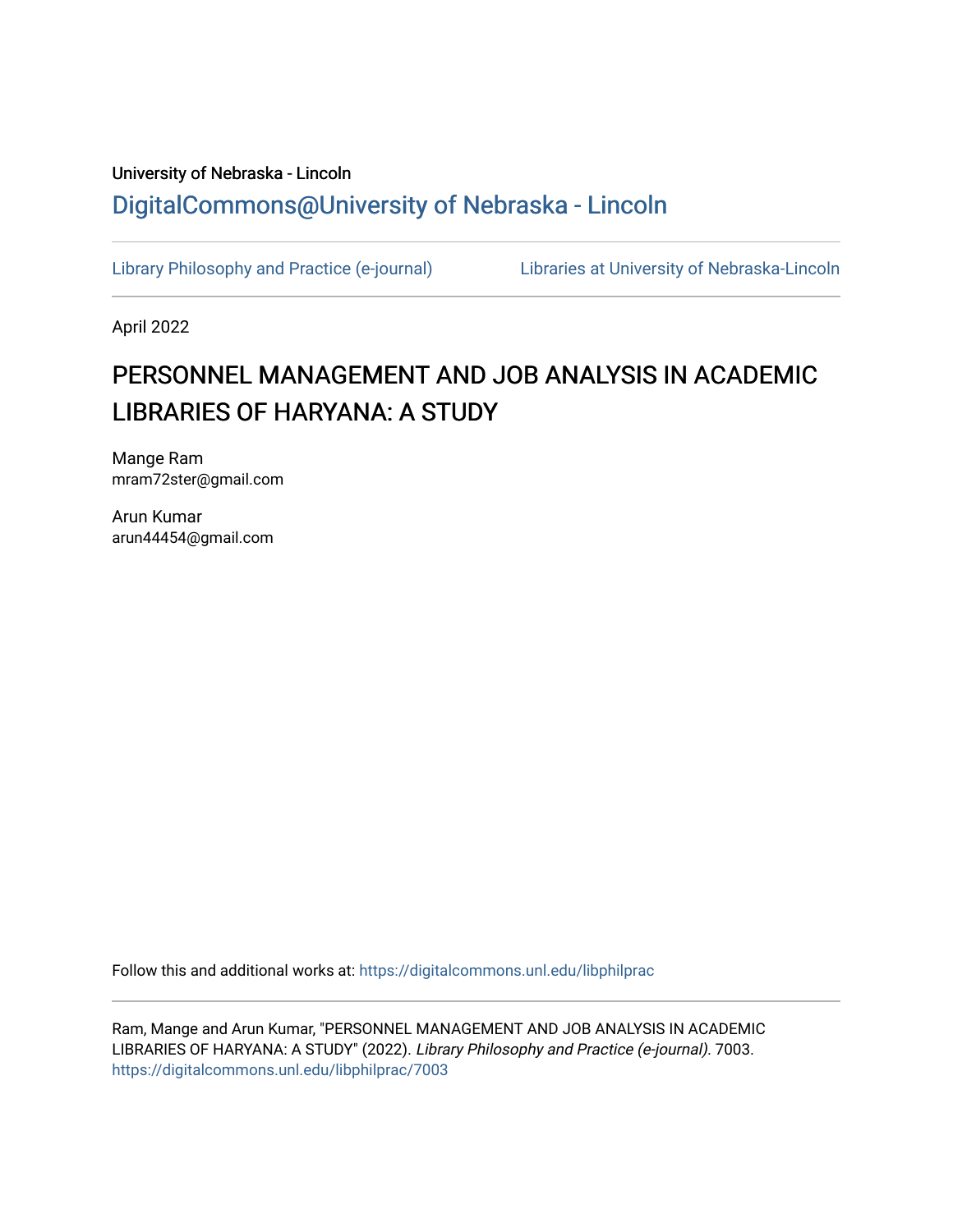University of Nebraska - Lincoln

DigitalCommons@University of Nebraska - Lincoln

Library Philosophy and Practice (e-journal) | Libraries at University of Nebraska-Lincoln

April 2022

# PERSONNEL MANAGEMENT AND JOB ANALYSIS IN ACADEMIC LIBRARIES OF HARYANA: A STUDY

Mange Ram
mram72ster@gmail.com

Arun Kumar
arun44454@gmail.com

Follow this and additional works at: https://digitalcommons.unl.edu/libphilprac

---

Ram, Mange and Arun Kumar, "PERSONNEL MANAGEMENT AND JOB ANALYSIS IN ACADEMIC LIBRARIES OF HARYANA: A STUDY" (2022). *Library Philosophy and Practice (e-journal)*. 7003.
https://digitalcommons.unl.edu/libphilprac/7003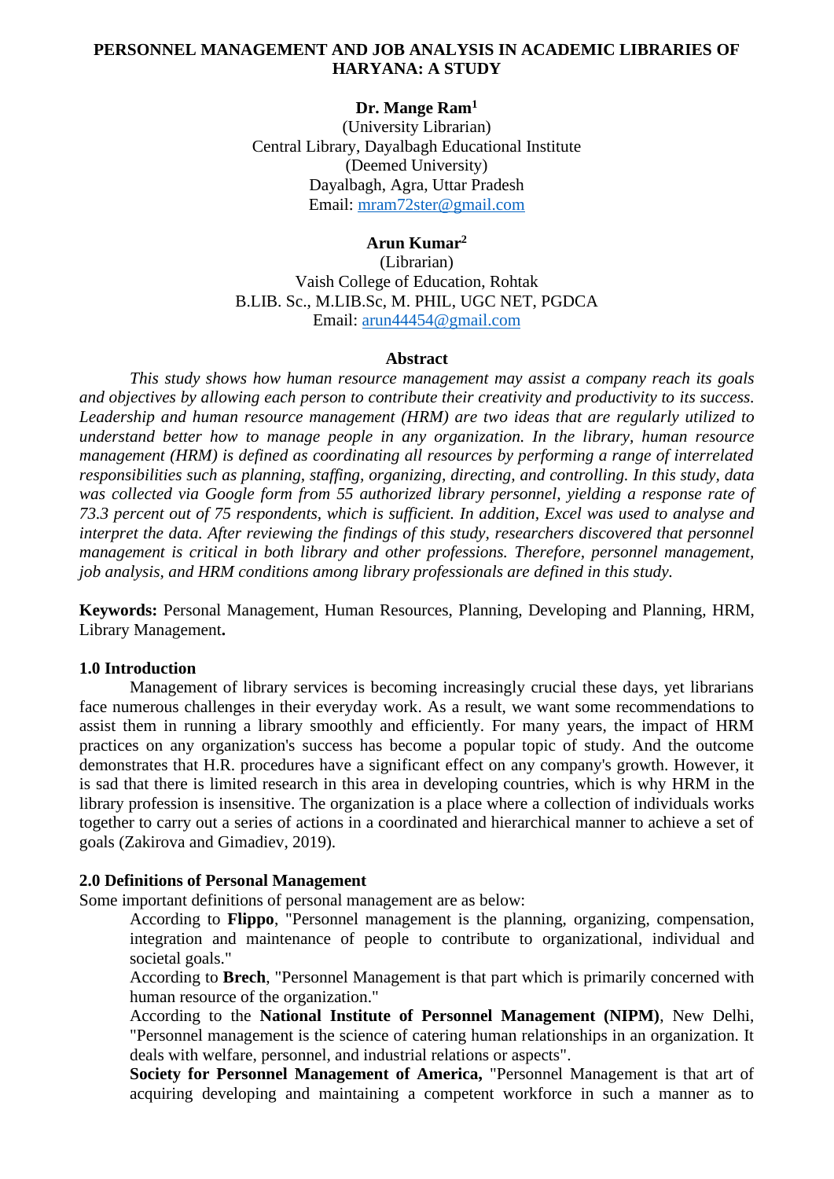**PERSONNEL MANAGEMENT AND JOB ANALYSIS IN ACADEMIC LIBRARIES OF HARYANA: A STUDY**

**Dr. Mange Ram[1]**
(University Librarian)
Central Library, Dayalbagh Educational Institute
(Deemed University)
Dayalbagh, Agra, Uttar Pradesh
Email: mram72ster@gmail.com

**Arun Kumar[2]**
(Librarian)
Vaish College of Education, Rohtak
B.LIB. Sc., M.LIB.Sc, M. PHIL, UGC NET, PGDCA
Email: arun44454@gmail.com

**Abstract**

*This study shows how human resource management may assist a company reach its goals and objectives by allowing each person to contribute their creativity and productivity to its success. Leadership and human resource management (HRM) are two ideas that are regularly utilized to understand better how to manage people in any organization. In the library, human resource management (HRM) is defined as coordinating all resources by performing a range of interrelated responsibilities such as planning, staffing, organizing, directing, and controlling. In this study, data was collected via Google form from 55 authorized library personnel, yielding a response rate of 73.3 percent out of 75 respondents, which is sufficient. In addition, Excel was used to analyse and interpret the data. After reviewing the findings of this study, researchers discovered that personnel management is critical in both library and other professions. Therefore, personnel management, job analysis, and HRM conditions among library professionals are defined in this study.*

**Keywords:** Personal Management, Human Resources, Planning, Developing and Planning, HRM, Library Management**.**

## 1.0 Introduction

Management of library services is becoming increasingly crucial these days, yet librarians face numerous challenges in their everyday work. As a result, we want some recommendations to assist them in running a library smoothly and efficiently. For many years, the impact of HRM practices on any organization's success has become a popular topic of study. And the outcome demonstrates that H.R. procedures have a significant effect on any company's growth. However, it is sad that there is limited research in this area in developing countries, which is why HRM in the library profession is insensitive. The organization is a place where a collection of individuals works together to carry out a series of actions in a coordinated and hierarchical manner to achieve a set of goals (Zakirova and Gimadiev, 2019).

## 2.0 Definitions of Personal Management

Some important definitions of personal management are as below:

According to **Flippo**, "Personnel management is the planning, organizing, compensation, integration and maintenance of people to contribute to organizational, individual and societal goals."

According to **Brech**, "Personnel Management is that part which is primarily concerned with human resource of the organization."

According to the **National Institute of Personnel Management (NIPM)**, New Delhi, "Personnel management is the science of catering human relationships in an organization. It deals with welfare, personnel, and industrial relations or aspects".

**Society for Personnel Management of America,** "Personnel Management is that art of acquiring developing and maintaining a competent workforce in such a manner as to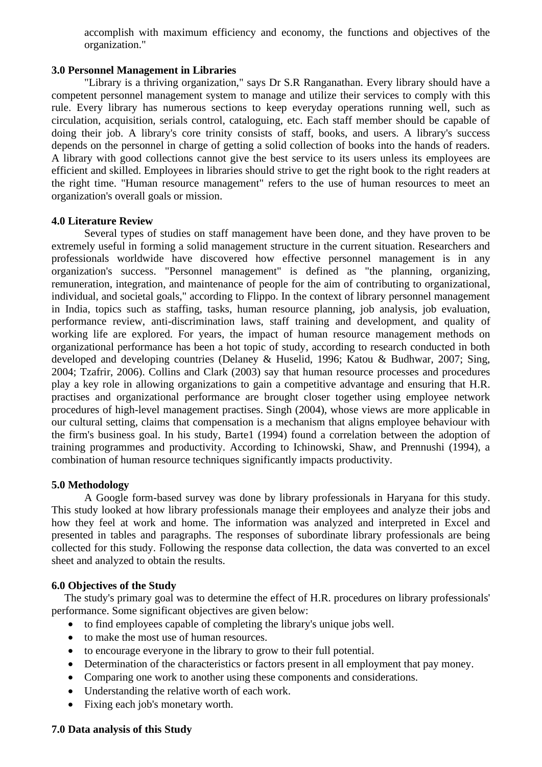accomplish with maximum efficiency and economy, the functions and objectives of the organization."

## 3.0 Personnel Management in Libraries

"Library is a thriving organization," says Dr S.R Ranganathan. Every library should have a competent personnel management system to manage and utilize their services to comply with this rule. Every library has numerous sections to keep everyday operations running well, such as circulation, acquisition, serials control, cataloguing, etc. Each staff member should be capable of doing their job. A library's core trinity consists of staff, books, and users. A library's success depends on the personnel in charge of getting a solid collection of books into the hands of readers. A library with good collections cannot give the best service to its users unless its employees are efficient and skilled. Employees in libraries should strive to get the right book to the right readers at the right time. "Human resource management" refers to the use of human resources to meet an organization's overall goals or mission.

## 4.0 Literature Review

Several types of studies on staff management have been done, and they have proven to be extremely useful in forming a solid management structure in the current situation. Researchers and professionals worldwide have discovered how effective personnel management is in any organization's success. "Personnel management" is defined as "the planning, organizing, remuneration, integration, and maintenance of people for the aim of contributing to organizational, individual, and societal goals," according to Flippo. In the context of library personnel management in India, topics such as staffing, tasks, human resource planning, job analysis, job evaluation, performance review, anti-discrimination laws, staff training and development, and quality of working life are explored. For years, the impact of human resource management methods on organizational performance has been a hot topic of study, according to research conducted in both developed and developing countries (Delaney & Huselid, 1996; Katou & Budhwar, 2007; Sing, 2004; Tzafrir, 2006). Collins and Clark (2003) say that human resource processes and procedures play a key role in allowing organizations to gain a competitive advantage and ensuring that H.R. practises and organizational performance are brought closer together using employee network procedures of high-level management practises. Singh (2004), whose views are more applicable in our cultural setting, claims that compensation is a mechanism that aligns employee behaviour with the firm's business goal. In his study, Barte1 (1994) found a correlation between the adoption of training programmes and productivity. According to Ichinowski, Shaw, and Prennushi (1994), a combination of human resource techniques significantly impacts productivity.

## 5.0 Methodology

A Google form-based survey was done by library professionals in Haryana for this study. This study looked at how library professionals manage their employees and analyze their jobs and how they feel at work and home. The information was analyzed and interpreted in Excel and presented in tables and paragraphs. The responses of subordinate library professionals are being collected for this study. Following the response data collection, the data was converted to an excel sheet and analyzed to obtain the results.

## 6.0 Objectives of the Study

The study's primary goal was to determine the effect of H.R. procedures on library professionals' performance. Some significant objectives are given below:

- to find employees capable of completing the library's unique jobs well.
- to make the most use of human resources.
- to encourage everyone in the library to grow to their full potential.
- Determination of the characteristics or factors present in all employment that pay money.
- Comparing one work to another using these components and considerations.
- Understanding the relative worth of each work.
- Fixing each job's monetary worth.

## 7.0 Data analysis of this Study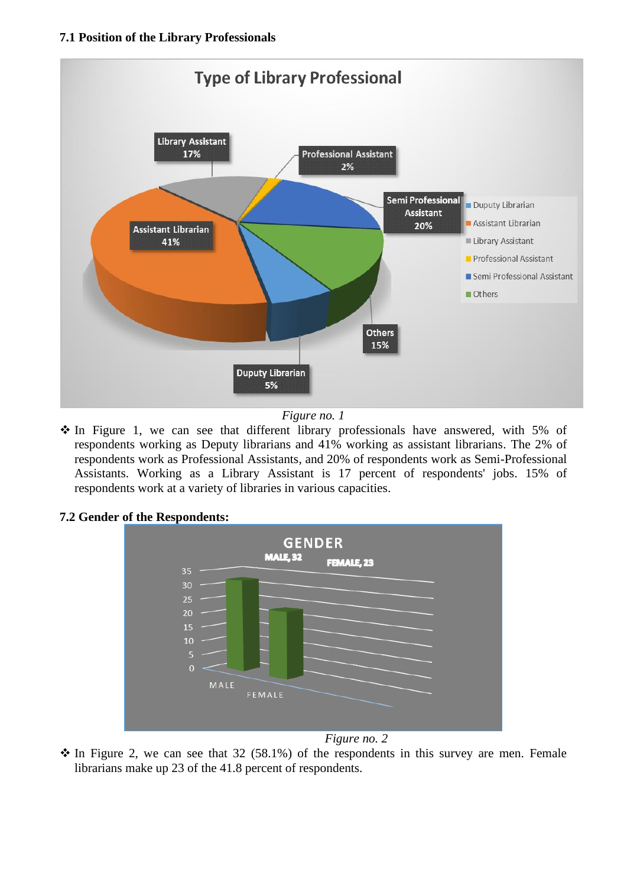### 7.1 Position of the Library Professionals

*Figure no. 1*

❖ In Figure 1, we can see that different library professionals have answered, with 5% of respondents working as Deputy librarians and 41% working as assistant librarians. The 2% of respondents work as Professional Assistants, and 20% of respondents work as Semi-Professional Assistants. Working as a Library Assistant is 17 percent of respondents' jobs. 15% of respondents work at a variety of libraries in various capacities.

### 7.2 Gender of the Respondents:

*Figure no. 2*

❖ In Figure 2, we can see that 32 (58.1%) of the respondents in this survey are men. Female librarians make up 23 of the 41.8 percent of respondents.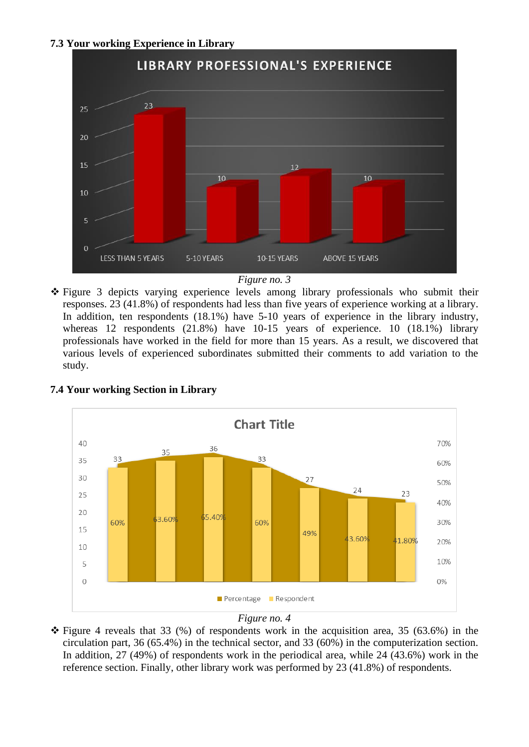**7.3 Your working Experience in Library**

*Figure no. 3*

- Figure 3 depicts varying experience levels among library professionals who submit their responses. 23 (41.8%) of respondents had less than five years of experience working at a library. In addition, ten respondents (18.1%) have 5-10 years of experience in the library industry, whereas 12 respondents (21.8%) have 10-15 years of experience. 10 (18.1%) library professionals have worked in the field for more than 15 years. As a result, we discovered that various levels of experienced subordinates submitted their comments to add variation to the study.

**7.4 Your working Section in Library**

*Figure no. 4*

- Figure 4 reveals that 33 (%) of respondents work in the acquisition area, 35 (63.6%) in the circulation part, 36 (65.4%) in the technical sector, and 33 (60%) in the computerization section. In addition, 27 (49%) of respondents work in the periodical area, while 24 (43.6%) work in the reference section. Finally, other library work was performed by 23 (41.8%) of respondents.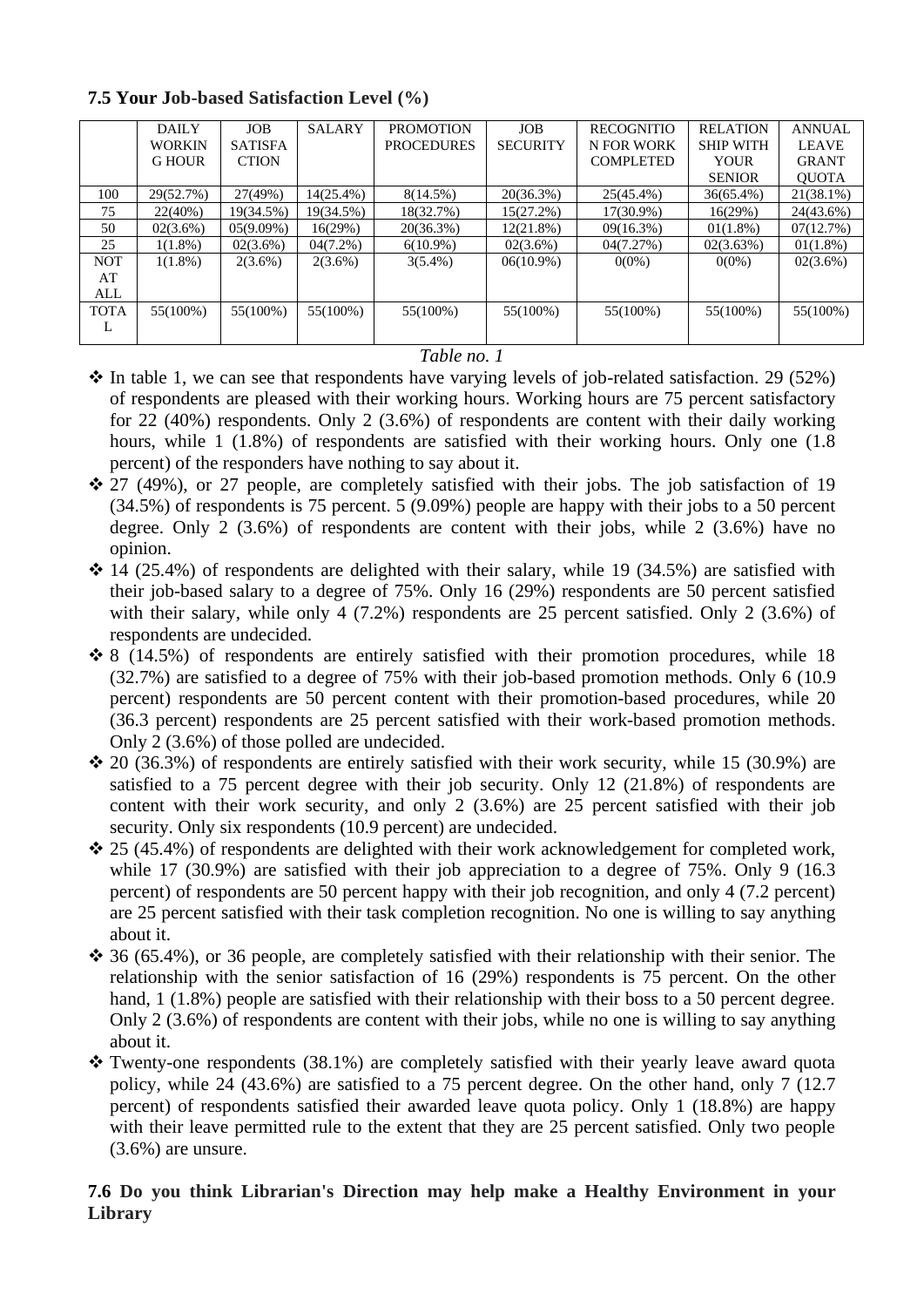**7.5 Your Job-based Satisfaction Level (%)**

| | DAILY WORKING HOUR | JOB SATISFACTION | SALARY | PROMOTION PROCEDURES | JOB SECURITY | RECOGNITION FOR WORK COMPLETED | RELATION SHIP WITH YOUR SENIOR | ANNUAL LEAVE GRANT QUOTA |
|---|---|---|---|---|---|---|---|---|
| 100 | 29(52.7%) | 27(49%) | 14(25.4%) | 8(14.5%) | 20(36.3%) | 25(45.4%) | 36(65.4%) | 21(38.1%) |
| 75 | 22(40%) | 19(34.5%) | 19(34.5%) | 18(32.7%) | 15(27.2%) | 17(30.9%) | 16(29%) | 24(43.6%) |
| 50 | 02(3.6%) | 05(9.09%) | 16(29%) | 20(36.3%) | 12(21.8%) | 09(16.3%) | 01(1.8%) | 07(12.7%) |
| 25 | 1(1.8%) | 02(3.6%) | 04(7.2%) | 6(10.9%) | 02(3.6%) | 04(7.27%) | 02(3.63%) | 01(1.8%) |
| NOT AT ALL | 1(1.8%) | 2(3.6%) | 2(3.6%) | 3(5.4%) | 06(10.9%) | 0(0%) | 0(0%) | 02(3.6%) |
| TOTAL | 55(100%) | 55(100%) | 55(100%) | 55(100%) | 55(100%) | 55(100%) | 55(100%) | 55(100%) |

*Table no. 1*

- In table 1, we can see that respondents have varying levels of job-related satisfaction. 29 (52%) of respondents are pleased with their working hours. Working hours are 75 percent satisfactory for 22 (40%) respondents. Only 2 (3.6%) of respondents are content with their daily working hours, while 1 (1.8%) of respondents are satisfied with their working hours. Only one (1.8 percent) of the responders have nothing to say about it.
- 27 (49%), or 27 people, are completely satisfied with their jobs. The job satisfaction of 19 (34.5%) of respondents is 75 percent. 5 (9.09%) people are happy with their jobs to a 50 percent degree. Only 2 (3.6%) of respondents are content with their jobs, while 2 (3.6%) have no opinion.
- 14 (25.4%) of respondents are delighted with their salary, while 19 (34.5%) are satisfied with their job-based salary to a degree of 75%. Only 16 (29%) respondents are 50 percent satisfied with their salary, while only 4 (7.2%) respondents are 25 percent satisfied. Only 2 (3.6%) of respondents are undecided.
- 8 (14.5%) of respondents are entirely satisfied with their promotion procedures, while 18 (32.7%) are satisfied to a degree of 75% with their job-based promotion methods. Only 6 (10.9 percent) respondents are 50 percent content with their promotion-based procedures, while 20 (36.3 percent) respondents are 25 percent satisfied with their work-based promotion methods. Only 2 (3.6%) of those polled are undecided.
- 20 (36.3%) of respondents are entirely satisfied with their work security, while 15 (30.9%) are satisfied to a 75 percent degree with their job security. Only 12 (21.8%) of respondents are content with their work security, and only 2 (3.6%) are 25 percent satisfied with their job security. Only six respondents (10.9 percent) are undecided.
- 25 (45.4%) of respondents are delighted with their work acknowledgement for completed work, while 17 (30.9%) are satisfied with their job appreciation to a degree of 75%. Only 9 (16.3 percent) of respondents are 50 percent happy with their job recognition, and only 4 (7.2 percent) are 25 percent satisfied with their task completion recognition. No one is willing to say anything about it.
- 36 (65.4%), or 36 people, are completely satisfied with their relationship with their senior. The relationship with the senior satisfaction of 16 (29%) respondents is 75 percent. On the other hand, 1 (1.8%) people are satisfied with their relationship with their boss to a 50 percent degree. Only 2 (3.6%) of respondents are content with their jobs, while no one is willing to say anything about it.
- Twenty-one respondents (38.1%) are completely satisfied with their yearly leave award quota policy, while 24 (43.6%) are satisfied to a 75 percent degree. On the other hand, only 7 (12.7 percent) of respondents satisfied their awarded leave quota policy. Only 1 (18.8%) are happy with their leave permitted rule to the extent that they are 25 percent satisfied. Only two people (3.6%) are unsure.

**7.6 Do you think Librarian's Direction may help make a Healthy Environment in your Library**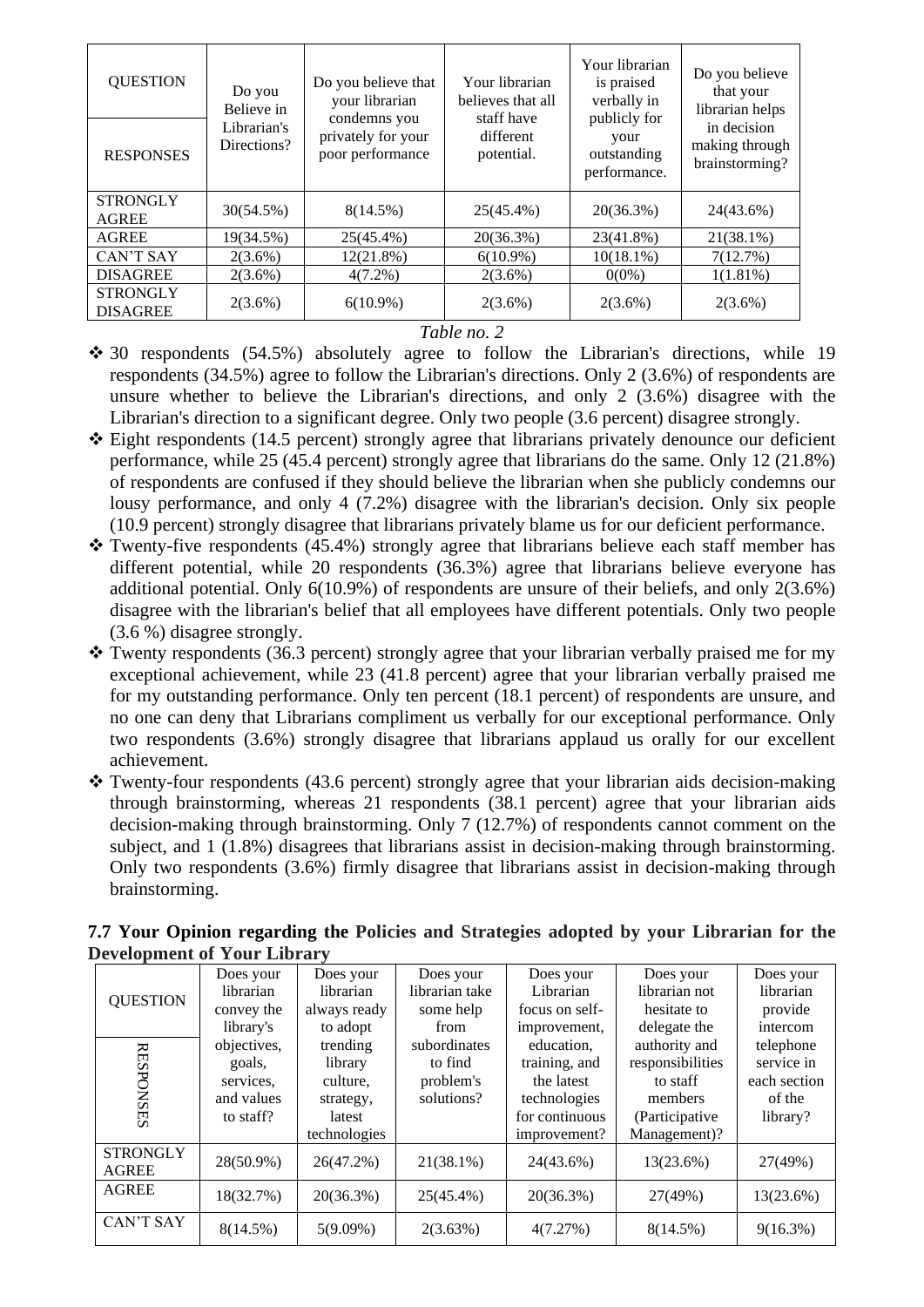| QUESTION / RESPONSES | Do you Believe in Librarian's Directions? | Do you believe that your librarian condemns you privately for your poor performance | Your librarian believes that all staff have different potential. | Your librarian is praised verbally in publicly for your outstanding performance. | Do you believe that your librarian helps in decision making through brainstorming? |
|---|---|---|---|---|---|
| STRONGLY AGREE | 30(54.5%) | 8(14.5%) | 25(45.4%) | 20(36.3%) | 24(43.6%) |
| AGREE | 19(34.5%) | 25(45.4%) | 20(36.3%) | 23(41.8%) | 21(38.1%) |
| CAN'T SAY | 2(3.6%) | 12(21.8%) | 6(10.9%) | 10(18.1%) | 7(12.7%) |
| DISAGREE | 2(3.6%) | 4(7.2%) | 2(3.6%) | 0(0%) | 1(1.81%) |
| STRONGLY DISAGREE | 2(3.6%) | 6(10.9%) | 2(3.6%) | 2(3.6%) | 2(3.6%) |

*Table no. 2*

- 30 respondents (54.5%) absolutely agree to follow the Librarian's directions, while 19 respondents (34.5%) agree to follow the Librarian's directions. Only 2 (3.6%) of respondents are unsure whether to believe the Librarian's directions, and only 2 (3.6%) disagree with the Librarian's direction to a significant degree. Only two people (3.6 percent) disagree strongly.
- Eight respondents (14.5 percent) strongly agree that librarians privately denounce our deficient performance, while 25 (45.4 percent) strongly agree that librarians do the same. Only 12 (21.8%) of respondents are confused if they should believe the librarian when she publicly condemns our lousy performance, and only 4 (7.2%) disagree with the librarian's decision. Only six people (10.9 percent) strongly disagree that librarians privately blame us for our deficient performance.
- Twenty-five respondents (45.4%) strongly agree that librarians believe each staff member has different potential, while 20 respondents (36.3%) agree that librarians believe everyone has additional potential. Only 6(10.9%) of respondents are unsure of their beliefs, and only 2(3.6%) disagree with the librarian's belief that all employees have different potentials. Only two people (3.6 %) disagree strongly.
- Twenty respondents (36.3 percent) strongly agree that your librarian verbally praised me for my exceptional achievement, while 23 (41.8 percent) agree that your librarian verbally praised me for my outstanding performance. Only ten percent (18.1 percent) of respondents are unsure, and no one can deny that Librarians compliment us verbally for our exceptional performance. Only two respondents (3.6%) strongly disagree that librarians applaud us orally for our excellent achievement.
- Twenty-four respondents (43.6 percent) strongly agree that your librarian aids decision-making through brainstorming, whereas 21 respondents (38.1 percent) agree that your librarian aids decision-making through brainstorming. Only 7 (12.7%) of respondents cannot comment on the subject, and 1 (1.8%) disagrees that librarians assist in decision-making through brainstorming. Only two respondents (3.6%) firmly disagree that librarians assist in decision-making through brainstorming.

**7.7 Your Opinion regarding the Policies and Strategies adopted by your Librarian for the Development of Your Library**

| QUESTION / RESPONSES | Does your librarian convey the library's objectives, goals, services, and values to staff? | Does your librarian always ready to adopt trending library culture, strategy, latest technologies | Does your librarian take some help from subordinates to find problem's solutions? | Does your Librarian focus on self-improvement, education, training, and the latest technologies for continuous improvement? | Does your librarian not hesitate to delegate the authority and responsibilities to staff members (Participative Management)? | Does your librarian provide intercom telephone service in each section of the library? |
|---|---|---|---|---|---|---|
| STRONGLY AGREE | 28(50.9%) | 26(47.2%) | 21(38.1%) | 24(43.6%) | 13(23.6%) | 27(49%) |
| AGREE | 18(32.7%) | 20(36.3%) | 25(45.4%) | 20(36.3%) | 27(49%) | 13(23.6%) |
| CAN'T SAY | 8(14.5%) | 5(9.09%) | 2(3.63%) | 4(7.27%) | 8(14.5%) | 9(16.3%) |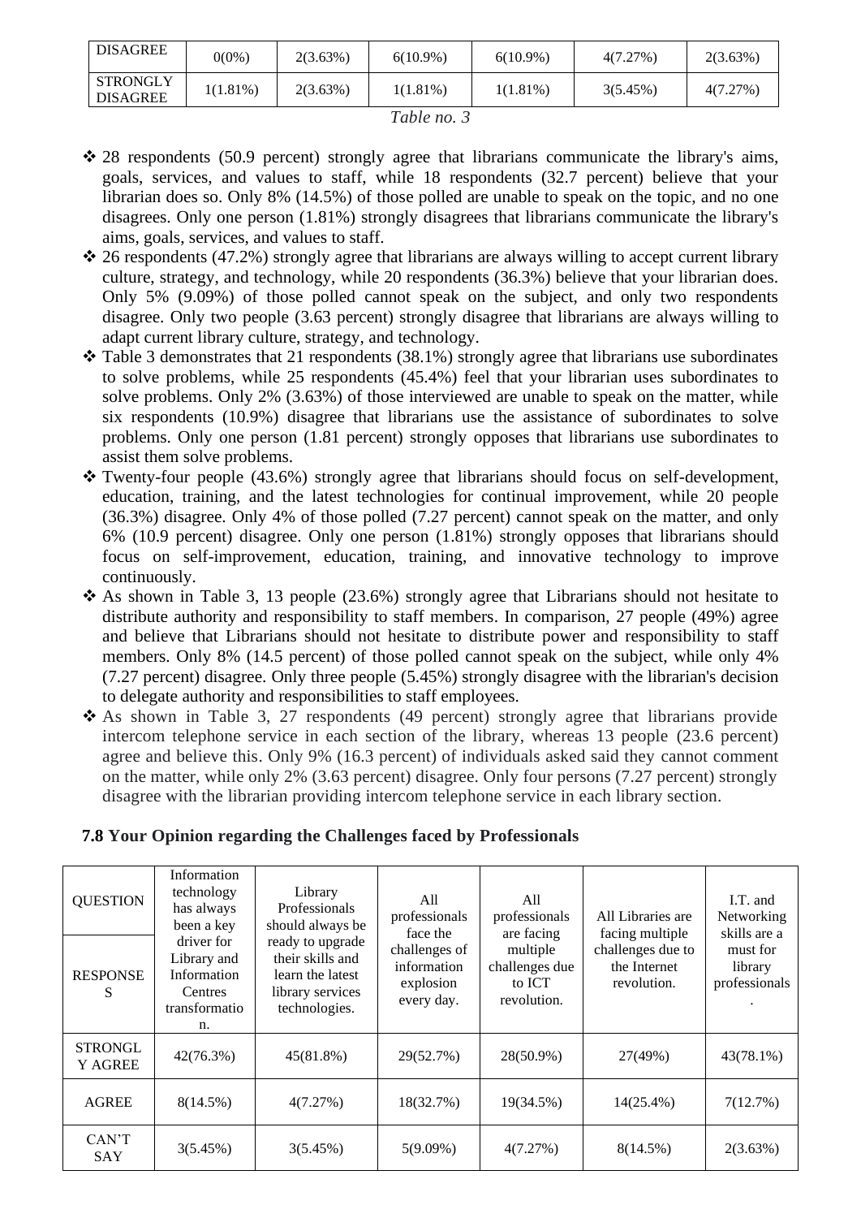| DISAGREE | 0(0%) | 2(3.63%) | 6(10.9%) | 6(10.9%) | 4(7.27%) | 2(3.63%) |
|---|---|---|---|---|---|---|
| STRONGLY DISAGREE | 1(1.81%) | 2(3.63%) | 1(1.81%) | 1(1.81%) | 3(5.45%) | 4(7.27%) |

*Table no. 3*

- ❖ 28 respondents (50.9 percent) strongly agree that librarians communicate the library's aims, goals, services, and values to staff, while 18 respondents (32.7 percent) believe that your librarian does so. Only 8% (14.5%) of those polled are unable to speak on the topic, and no one disagrees. Only one person (1.81%) strongly disagrees that librarians communicate the library's aims, goals, services, and values to staff.
- ❖ 26 respondents (47.2%) strongly agree that librarians are always willing to accept current library culture, strategy, and technology, while 20 respondents (36.3%) believe that your librarian does. Only 5% (9.09%) of those polled cannot speak on the subject, and only two respondents disagree. Only two people (3.63 percent) strongly disagree that librarians are always willing to adapt current library culture, strategy, and technology.
- ❖ Table 3 demonstrates that 21 respondents (38.1%) strongly agree that librarians use subordinates to solve problems, while 25 respondents (45.4%) feel that your librarian uses subordinates to solve problems. Only 2% (3.63%) of those interviewed are unable to speak on the matter, while six respondents (10.9%) disagree that librarians use the assistance of subordinates to solve problems. Only one person (1.81 percent) strongly opposes that librarians use subordinates to assist them solve problems.
- ❖ Twenty-four people (43.6%) strongly agree that librarians should focus on self-development, education, training, and the latest technologies for continual improvement, while 20 people (36.3%) disagree. Only 4% of those polled (7.27 percent) cannot speak on the matter, and only 6% (10.9 percent) disagree. Only one person (1.81%) strongly opposes that librarians should focus on self-improvement, education, training, and innovative technology to improve continuously.
- ❖ As shown in Table 3, 13 people (23.6%) strongly agree that Librarians should not hesitate to distribute authority and responsibility to staff members. In comparison, 27 people (49%) agree and believe that Librarians should not hesitate to distribute power and responsibility to staff members. Only 8% (14.5 percent) of those polled cannot speak on the subject, while only 4% (7.27 percent) disagree. Only three people (5.45%) strongly disagree with the librarian's decision to delegate authority and responsibilities to staff employees.
- ❖ As shown in Table 3, 27 respondents (49 percent) strongly agree that librarians provide intercom telephone service in each section of the library, whereas 13 people (23.6 percent) agree and believe this. Only 9% (16.3 percent) of individuals asked said they cannot comment on the matter, while only 2% (3.63 percent) disagree. Only four persons (7.27 percent) strongly disagree with the librarian providing intercom telephone service in each library section.

**7.8 Your Opinion regarding the Challenges faced by Professionals**

| QUESTION / RESPONSES | Information technology has always been a key driver for Library and Information Centres transformation. | Library Professionals should always be ready to upgrade their skills and learn the latest library services technologies. | All professionals face the challenges of information explosion every day. | All professionals are facing multiple challenges due to ICT revolution. | All Libraries are facing multiple challenges due to the Internet revolution. | I.T. and Networking skills are a must for library professionals. |
|---|---|---|---|---|---|---|
| STRONGLY AGREE | 42(76.3%) | 45(81.8%) | 29(52.7%) | 28(50.9%) | 27(49%) | 43(78.1%) |
| AGREE | 8(14.5%) | 4(7.27%) | 18(32.7%) | 19(34.5%) | 14(25.4%) | 7(12.7%) |
| CAN'T SAY | 3(5.45%) | 3(5.45%) | 5(9.09%) | 4(7.27%) | 8(14.5%) | 2(3.63%) |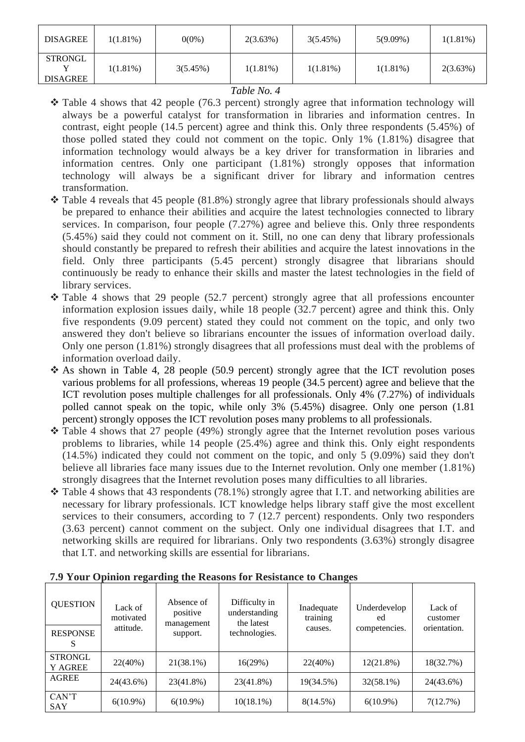| DISAGREE | 1(1.81%) | 0(0%) | 2(3.63%) | 3(5.45%) | 5(9.09%) | 1(1.81%) |
|---|---|---|---|---|---|---|
| STRONGLY DISAGREE | 1(1.81%) | 3(5.45%) | 1(1.81%) | 1(1.81%) | 1(1.81%) | 2(3.63%) |

*Table No. 4*

- Table 4 shows that 42 people (76.3 percent) strongly agree that information technology will always be a powerful catalyst for transformation in libraries and information centres. In contrast, eight people (14.5 percent) agree and think this. Only three respondents (5.45%) of those polled stated they could not comment on the topic. Only 1% (1.81%) disagree that information technology would always be a key driver for transformation in libraries and information centres. Only one participant (1.81%) strongly opposes that information technology will always be a significant driver for library and information centres transformation.
- Table 4 reveals that 45 people (81.8%) strongly agree that library professionals should always be prepared to enhance their abilities and acquire the latest technologies connected to library services. In comparison, four people (7.27%) agree and believe this. Only three respondents (5.45%) said they could not comment on it. Still, no one can deny that library professionals should constantly be prepared to refresh their abilities and acquire the latest innovations in the field. Only three participants (5.45 percent) strongly disagree that librarians should continuously be ready to enhance their skills and master the latest technologies in the field of library services.
- Table 4 shows that 29 people (52.7 percent) strongly agree that all professions encounter information explosion issues daily, while 18 people (32.7 percent) agree and think this. Only five respondents (9.09 percent) stated they could not comment on the topic, and only two answered they don't believe so librarians encounter the issues of information overload daily. Only one person (1.81%) strongly disagrees that all professions must deal with the problems of information overload daily.
- As shown in Table 4, 28 people (50.9 percent) strongly agree that the ICT revolution poses various problems for all professions, whereas 19 people (34.5 percent) agree and believe that the ICT revolution poses multiple challenges for all professionals. Only 4% (7.27%) of individuals polled cannot speak on the topic, while only 3% (5.45%) disagree. Only one person (1.81 percent) strongly opposes the ICT revolution poses many problems to all professionals.
- Table 4 shows that 27 people (49%) strongly agree that the Internet revolution poses various problems to libraries, while 14 people (25.4%) agree and think this. Only eight respondents (14.5%) indicated they could not comment on the topic, and only 5 (9.09%) said they don't believe all libraries face many issues due to the Internet revolution. Only one member (1.81%) strongly disagrees that the Internet revolution poses many difficulties to all libraries.
- Table 4 shows that 43 respondents (78.1%) strongly agree that I.T. and networking abilities are necessary for library professionals. ICT knowledge helps library staff give the most excellent services to their consumers, according to 7 (12.7 percent) respondents. Only two responders (3.63 percent) cannot comment on the subject. Only one individual disagrees that I.T. and networking skills are required for librarians. Only two respondents (3.63%) strongly disagree that I.T. and networking skills are essential for librarians.

### 7.9 Your Opinion regarding the Reasons for Resistance to Changes

| QUESTION / RESPONSES | Lack of motivated attitude. | Absence of positive management support. | Difficulty in understanding the latest technologies. | Inadequate training causes. | Underdeveloped competencies. | Lack of customer orientation. |
|---|---|---|---|---|---|---|
| STRONGLY AGREE | 22(40%) | 21(38.1%) | 16(29%) | 22(40%) | 12(21.8%) | 18(32.7%) |
| AGREE | 24(43.6%) | 23(41.8%) | 23(41.8%) | 19(34.5%) | 32(58.1%) | 24(43.6%) |
| CAN'T SAY | 6(10.9%) | 6(10.9%) | 10(18.1%) | 8(14.5%) | 6(10.9%) | 7(12.7%) |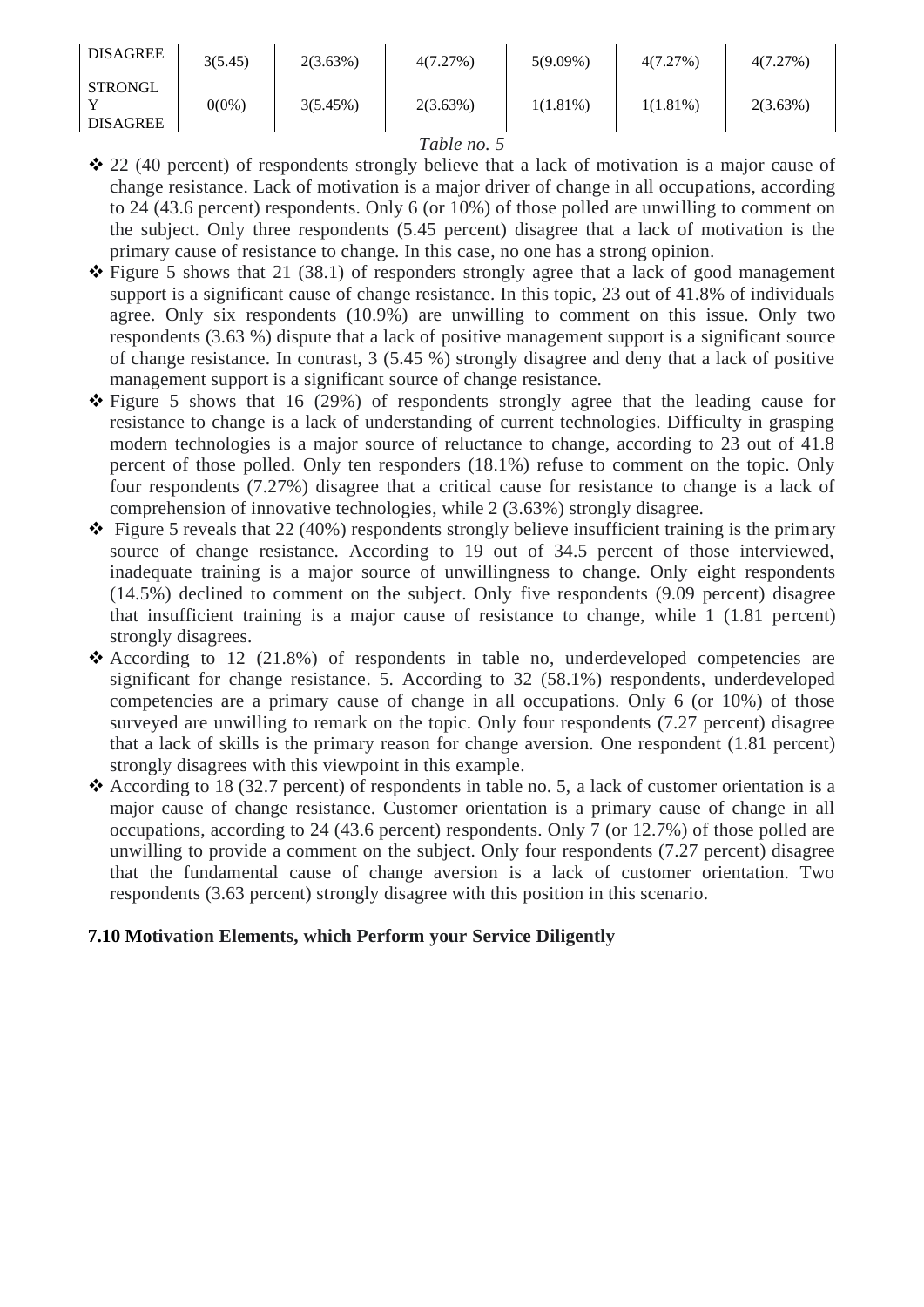| DISAGREE | 3(5.45) | 2(3.63%) | 4(7.27%) | 5(9.09%) | 4(7.27%) | 4(7.27%) |
|---|---|---|---|---|---|---|
| STRONGLY DISAGREE | 0(0%) | 3(5.45%) | 2(3.63%) | 1(1.81%) | 1(1.81%) | 2(3.63%) |

*Table no. 5*

- ❖ 22 (40 percent) of respondents strongly believe that a lack of motivation is a major cause of change resistance. Lack of motivation is a major driver of change in all occupations, according to 24 (43.6 percent) respondents. Only 6 (or 10%) of those polled are unwilling to comment on the subject. Only three respondents (5.45 percent) disagree that a lack of motivation is the primary cause of resistance to change. In this case, no one has a strong opinion.
- ❖ Figure 5 shows that 21 (38.1) of responders strongly agree that a lack of good management support is a significant cause of change resistance. In this topic, 23 out of 41.8% of individuals agree. Only six respondents (10.9%) are unwilling to comment on this issue. Only two respondents (3.63 %) dispute that a lack of positive management support is a significant source of change resistance. In contrast, 3 (5.45 %) strongly disagree and deny that a lack of positive management support is a significant source of change resistance.
- ❖ Figure 5 shows that 16 (29%) of respondents strongly agree that the leading cause for resistance to change is a lack of understanding of current technologies. Difficulty in grasping modern technologies is a major source of reluctance to change, according to 23 out of 41.8 percent of those polled. Only ten responders (18.1%) refuse to comment on the topic. Only four respondents (7.27%) disagree that a critical cause for resistance to change is a lack of comprehension of innovative technologies, while 2 (3.63%) strongly disagree.
- ❖ Figure 5 reveals that 22 (40%) respondents strongly believe insufficient training is the primary source of change resistance. According to 19 out of 34.5 percent of those interviewed, inadequate training is a major source of unwillingness to change. Only eight respondents (14.5%) declined to comment on the subject. Only five respondents (9.09 percent) disagree that insufficient training is a major cause of resistance to change, while 1 (1.81 percent) strongly disagrees.
- ❖ According to 12 (21.8%) of respondents in table no, underdeveloped competencies are significant for change resistance. 5. According to 32 (58.1%) respondents, underdeveloped competencies are a primary cause of change in all occupations. Only 6 (or 10%) of those surveyed are unwilling to remark on the topic. Only four respondents (7.27 percent) disagree that a lack of skills is the primary reason for change aversion. One respondent (1.81 percent) strongly disagrees with this viewpoint in this example.
- ❖ According to 18 (32.7 percent) of respondents in table no. 5, a lack of customer orientation is a major cause of change resistance. Customer orientation is a primary cause of change in all occupations, according to 24 (43.6 percent) respondents. Only 7 (or 12.7%) of those polled are unwilling to provide a comment on the subject. Only four respondents (7.27 percent) disagree that the fundamental cause of change aversion is a lack of customer orientation. Two respondents (3.63 percent) strongly disagree with this position in this scenario.

### 7.10 Motivation Elements, which Perform your Service Diligently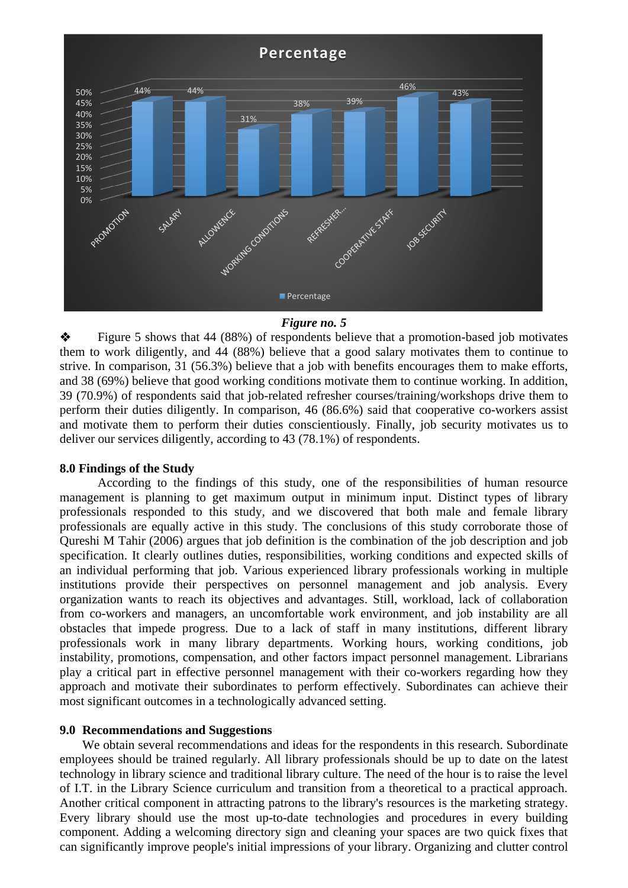*Figure no. 5*

❖ Figure 5 shows that 44 (88%) of respondents believe that a promotion-based job motivates them to work diligently, and 44 (88%) believe that a good salary motivates them to continue to strive. In comparison, 31 (56.3%) believe that a job with benefits encourages them to make efforts, and 38 (69%) believe that good working conditions motivate them to continue working. In addition, 39 (70.9%) of respondents said that job-related refresher courses/training/workshops drive them to perform their duties diligently. In comparison, 46 (86.6%) said that cooperative co-workers assist and motivate them to perform their duties conscientiously. Finally, job security motivates us to deliver our services diligently, according to 43 (78.1%) of respondents.

## 8.0 Findings of the Study

According to the findings of this study, one of the responsibilities of human resource management is planning to get maximum output in minimum input. Distinct types of library professionals responded to this study, and we discovered that both male and female library professionals are equally active in this study. The conclusions of this study corroborate those of Qureshi M Tahir (2006) argues that job definition is the combination of the job description and job specification. It clearly outlines duties, responsibilities, working conditions and expected skills of an individual performing that job. Various experienced library professionals working in multiple institutions provide their perspectives on personnel management and job analysis. Every organization wants to reach its objectives and advantages. Still, workload, lack of collaboration from co-workers and managers, an uncomfortable work environment, and job instability are all obstacles that impede progress. Due to a lack of staff in many institutions, different library professionals work in many library departments. Working hours, working conditions, job instability, promotions, compensation, and other factors impact personnel management. Librarians play a critical part in effective personnel management with their co-workers regarding how they approach and motivate their subordinates to perform effectively. Subordinates can achieve their most significant outcomes in a technologically advanced setting.

## 9.0 Recommendations and Suggestions

We obtain several recommendations and ideas for the respondents in this research. Subordinate employees should be trained regularly. All library professionals should be up to date on the latest technology in library science and traditional library culture. The need of the hour is to raise the level of I.T. in the Library Science curriculum and transition from a theoretical to a practical approach. Another critical component in attracting patrons to the library's resources is the marketing strategy. Every library should use the most up-to-date technologies and procedures in every building component. Adding a welcoming directory sign and cleaning your spaces are two quick fixes that can significantly improve people's initial impressions of your library. Organizing and clutter control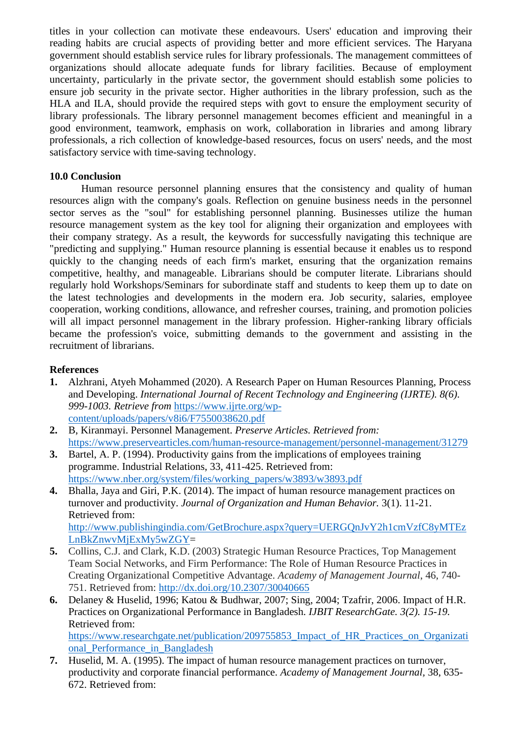titles in your collection can motivate these endeavours. Users' education and improving their reading habits are crucial aspects of providing better and more efficient services. The Haryana government should establish service rules for library professionals. The management committees of organizations should allocate adequate funds for library facilities. Because of employment uncertainty, particularly in the private sector, the government should establish some policies to ensure job security in the private sector. Higher authorities in the library profession, such as the HLA and ILA, should provide the required steps with govt to ensure the employment security of library professionals. The library personnel management becomes efficient and meaningful in a good environment, teamwork, emphasis on work, collaboration in libraries and among library professionals, a rich collection of knowledge-based resources, focus on users' needs, and the most satisfactory service with time-saving technology.

## 10.0 Conclusion

Human resource personnel planning ensures that the consistency and quality of human resources align with the company's goals. Reflection on genuine business needs in the personnel sector serves as the "soul" for establishing personnel planning. Businesses utilize the human resource management system as the key tool for aligning their organization and employees with their company strategy. As a result, the keywords for successfully navigating this technique are "predicting and supplying." Human resource planning is essential because it enables us to respond quickly to the changing needs of each firm's market, ensuring that the organization remains competitive, healthy, and manageable. Librarians should be computer literate. Librarians should regularly hold Workshops/Seminars for subordinate staff and students to keep them up to date on the latest technologies and developments in the modern era. Job security, salaries, employee cooperation, working conditions, allowance, and refresher courses, training, and promotion policies will all impact personnel management in the library profession. Higher-ranking library officials became the profession's voice, submitting demands to the government and assisting in the recruitment of librarians.

## References

1. Alzhrani, Atyeh Mohammed (2020). A Research Paper on Human Resources Planning, Process and Developing. *International Journal of Recent Technology and Engineering (IJRTE). 8(6). 999-1003. Retrieve from* https://www.ijrte.org/wp-content/uploads/papers/v8i6/F7550038620.pdf
2. B, Kiranmayi. Personnel Management. *Preserve Articles. Retrieved from:* https://www.preservearticles.com/human-resource-management/personnel-management/31279
3. Bartel, A. P. (1994). Productivity gains from the implications of employees training programme. Industrial Relations, 33, 411-425. Retrieved from: https://www.nber.org/system/files/working_papers/w3893/w3893.pdf
4. Bhalla, Jaya and Giri, P.K. (2014). The impact of human resource management practices on turnover and productivity. *Journal of Organization and Human Behavior.* 3(1). 11-21. Retrieved from: http://www.publishingindia.com/GetBrochure.aspx?query=UERGQnJvY2h1cmVzfC8yMTEzLnBkZnwvMjExMy5wZGY=
5. Collins, C.J. and Clark, K.D. (2003) Strategic Human Resource Practices, Top Management Team Social Networks, and Firm Performance: The Role of Human Resource Practices in Creating Organizational Competitive Advantage. *Academy of Management Journal*, 46, 740-751. Retrieved from: http://dx.doi.org/10.2307/30040665
6. Delaney & Huselid, 1996; Katou & Budhwar, 2007; Sing, 2004; Tzafrir, 2006. Impact of H.R. Practices on Organizational Performance in Bangladesh. *IJBIT ResearchGate. 3(2). 15-19.* Retrieved from: https://www.researchgate.net/publication/209755853_Impact_of_HR_Practices_on_Organizational_Performance_in_Bangladesh
7. Huselid, M. A. (1995). The impact of human resource management practices on turnover, productivity and corporate financial performance. *Academy of Management Journal*, 38, 635-672. Retrieved from: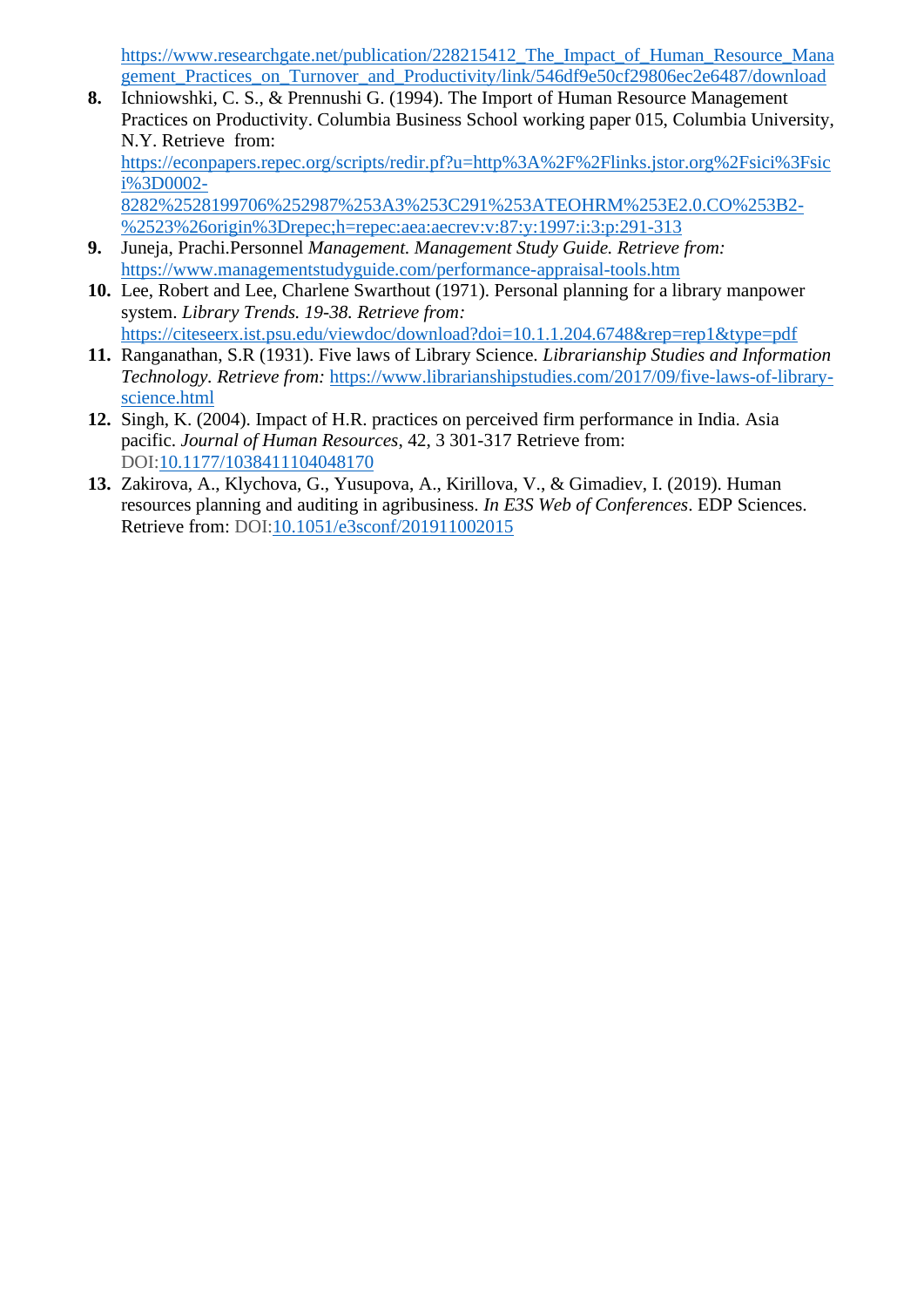https://www.researchgate.net/publication/228215412_The_Impact_of_Human_Resource_Management_Practices_on_Turnover_and_Productivity/link/546df9e50cf29806ec2e6487/download

8. Ichniowshki, C. S., & Prennushi G. (1994). The Import of Human Resource Management Practices on Productivity. Columbia Business School working paper 015, Columbia University, N.Y. Retrieve from: https://econpapers.repec.org/scripts/redir.pf?u=http%3A%2F%2Flinks.jstor.org%2Fsici%3Fsici%3D0002-8282%2528199706%252987%253A3%253C291%253ATEOHRM%253E2.0.CO%253B2-%2523%26origin%3Drepec;h=repec:aea:aecrev:v:87:y:1997:i:3:p:291-313
9. Juneja, Prachi.Personnel *Management. Management Study Guide. Retrieve from:* https://www.managementstudyguide.com/performance-appraisal-tools.htm
10. Lee, Robert and Lee, Charlene Swarthout (1971). Personal planning for a library manpower system. *Library Trends. 19-38. Retrieve from:* https://citeseerx.ist.psu.edu/viewdoc/download?doi=10.1.1.204.6748&rep=rep1&type=pdf
11. Ranganathan, S.R (1931). Five laws of Library Science. *Librarianship Studies and Information Technology. Retrieve from:* https://www.librarianshipstudies.com/2017/09/five-laws-of-library-science.html
12. Singh, K. (2004). Impact of H.R. practices on perceived firm performance in India. Asia pacific. *Journal of Human Resources*, 42, 3 301-317 Retrieve from: DOI:10.1177/1038411104048170
13. Zakirova, A., Klychova, G., Yusupova, A., Kirillova, V., & Gimadiev, I. (2019). Human resources planning and auditing in agribusiness. *In E3S Web of Conferences*. EDP Sciences. Retrieve from: DOI:10.1051/e3sconf/201911002015